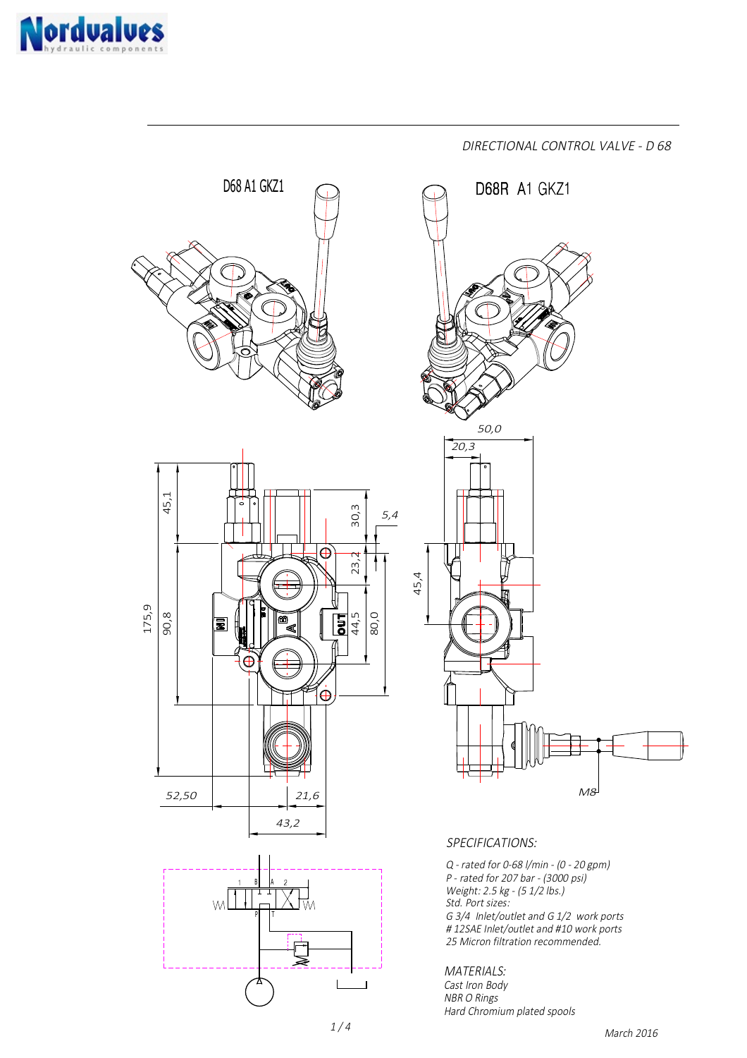DIRECTIONAL CONTROL VALVE - D 68

D68 A1 GKZ1

D68R A1 GKZ1

## SPECIFICATIONS:

Q - rated for 0-68 l/min - (0 - 20 gpm)
P - rated for 207 bar - (3000 psi)
Weight: 2.5 kg - (5 1/2 lbs.)
Std. Port sizes:
G 3/4 Inlet/outlet and G 1/2 work ports
# 12SAE Inlet/outlet and #10 work ports
25 Micron filtration recommended.

## MATERIALS:

Cast Iron Body
NBR O Rings
Hard Chromium plated spools

March 2016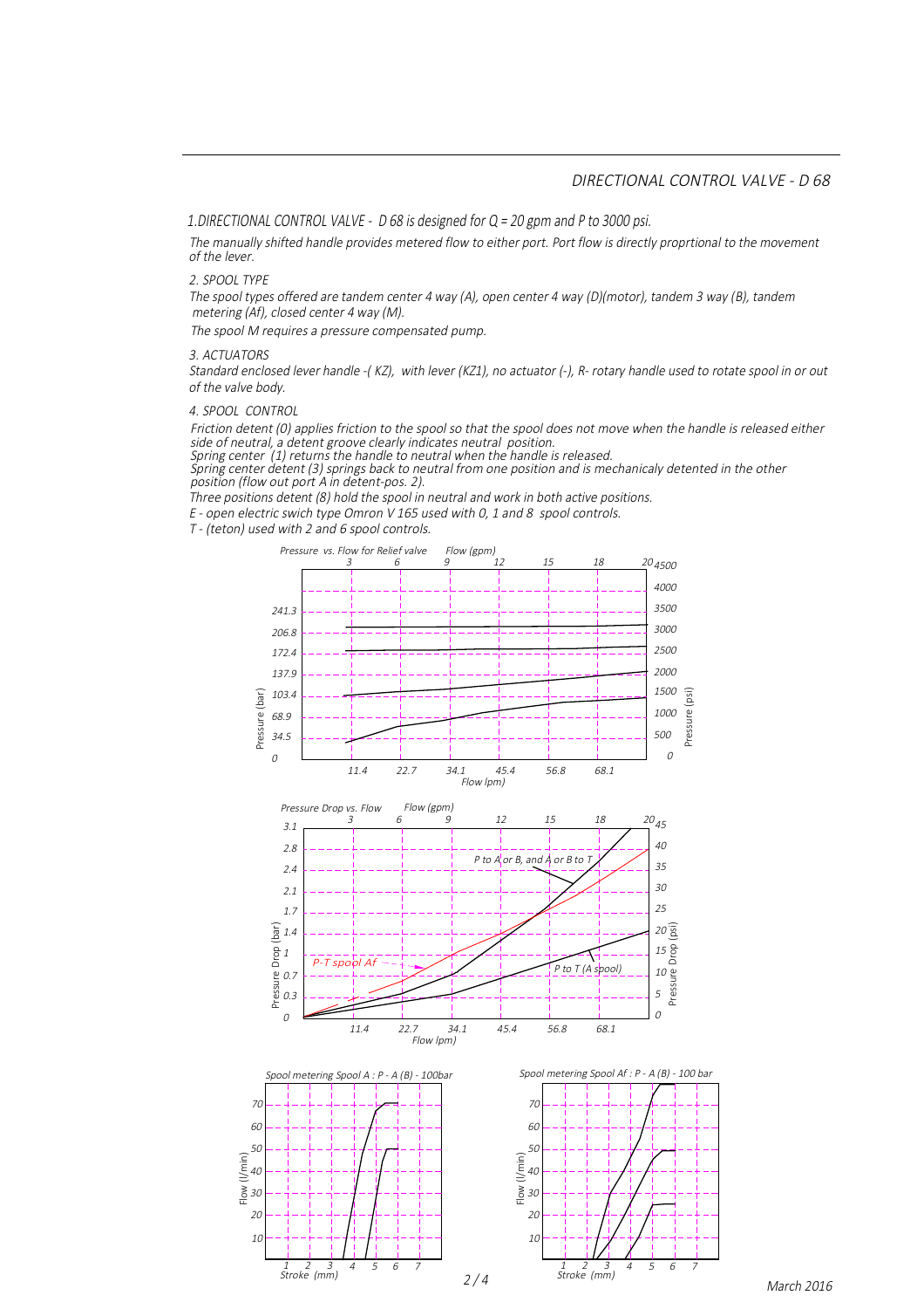## DIRECTIONAL CONTROL VALVE - D 68

### 1.DIRECTIONAL CONTROL VALVE - D 68 is designed for Q = 20 gpm and P to 3000 psi.

The manually shifted handle provides metered flow to either port. Port flow is directly proprtional to the movement of the lever.

### 2. SPOOL TYPE

The spool types offered are tandem center 4 way (A), open center 4 way (D)(motor), tandem 3 way (B), tandem metering (Af), closed center 4 way (M).

The spool M requires a pressure compensated pump.

### 3. ACTUATORS

Standard enclosed lever handle -( KZ), with lever (KZ1), no actuator (-), R- rotary handle used to rotate spool in or out of the valve body.

### 4. SPOOL CONTROL

Friction detent (0) applies friction to the spool so that the spool does not move when the handle is released either side of neutral, a detent groove clearly indicates neutral position.
Spring center (1) returns the handle to neutral when the handle is released.
Spring center detent (3) springs back to neutral from one position and is mechanicaly detented in the other position (flow out port A in detent-pos. 2).
Three positions detent (8) hold the spool in neutral and work in both active positions.
E - open electric swich type Omron V 165 used with 0, 1 and 8 spool controls.
T - (teton) used with 2 and 6 spool controls.

Pressure vs. Flow for Relief valve

Pressure Drop vs. Flow

Spool metering Spool A : P - A (B) - 100bar

Spool metering Spool Af : P - A (B) - 100 bar

March 2016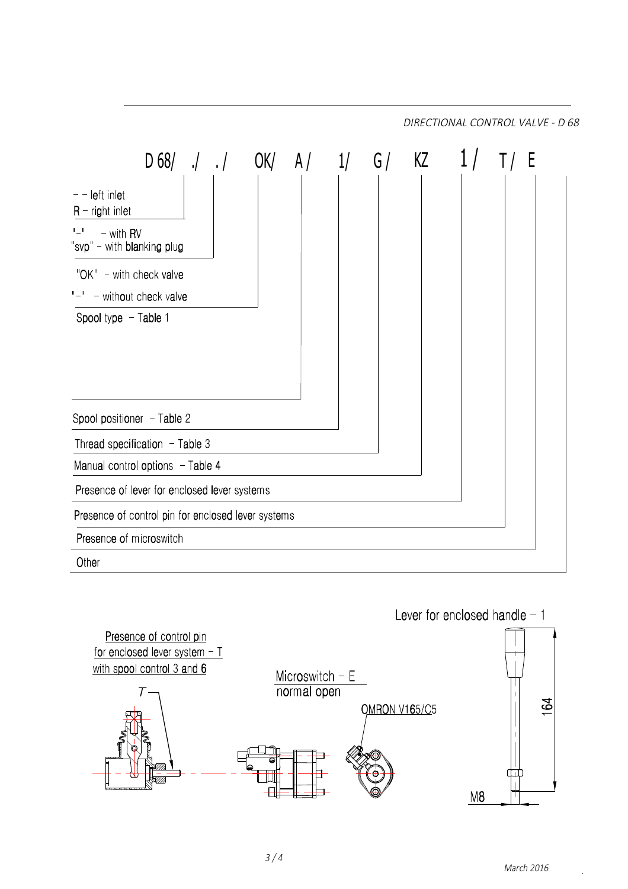D 68/ ./ ./ OK/ A/ 1/ G/ KZ 1/ T/ E

- "-" – left inlet
- R – right inlet

- "-" – with RV
- "svp" – with blanking plug

- "OK" – with check valve
- "-" – without check valve

Spool type – Table 1

Spool positioner – Table 2

Thread specification – Table 3

Manual control options – Table 4

Presence of lever for enclosed lever systems

Presence of control pin for enclosed lever systems

Presence of microswitch

Other

Presence of control pin for enclosed lever system – T with spool control 3 and 6

T

Microswitch – E normal open

OMRON V165/C5

Lever for enclosed handle – 1

164

M8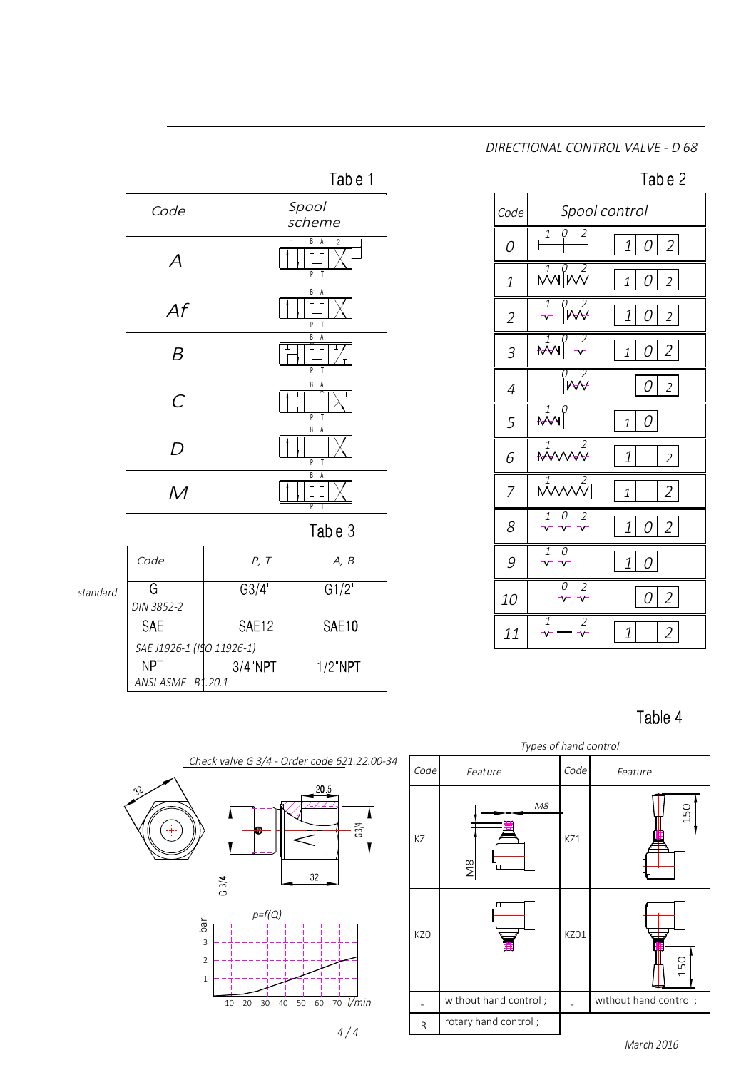DIRECTIONAL CONTROL VALVE - D 68

Table 1

| Code | | Spool scheme |
|---|---|---|
| A | | |
| Af | | |
| B | | |
| C | | |
| D | | |
| M | | |

Table 2

| Code | Spool control | |
|---|---|---|
| 0 | 1 0 2 | 1 0 2 |
| 1 | 1 0 2 | 1 0 2 |
| 2 | 1 0 2 | 1 0 2 |
| 3 | 1 0 2 | 1 0 2 |
| 4 | 0 2 | 0 2 |
| 5 | 1 0 | 1 0 |
| 6 | 1 2 | 1 2 |
| 7 | 1 2 | 1 2 |
| 8 | 1 0 2 | 1 0 2 |
| 9 | 1 0 | 1 0 |
| 10 | 0 2 | 0 2 |
| 11 | 1 2 | 1 2 |

Table 3

| | Code | P, T | A, B |
|---|---|---|---|
| standard | G DIN 3852-2 | G3/4" | G1/2" |
| | SAE SAE J1926-1 (ISO 11926-1) | SAE12 | SAE10 |
| | NPT ANSI-ASME B1.20.1 | 3/4"NPT | 1/2"NPT |

Check valve G 3/4 - Order code 621.22.00-34

32
20.5
G3/4
32
G 3/4

p=f(Q)

bar
3
2
1
10 20 30 40 50 60 70 l/min

Table 4

Types of hand control

| Code | Feature | Code | Feature |
|---|---|---|---|
| KZ | M8 M8 | KZ1 | 150 |
| KZ0 | | KZ01 | 150 |
| - | without hand control ; | - | without hand control ; |
| R | rotary hand control ; | | |

March 2016